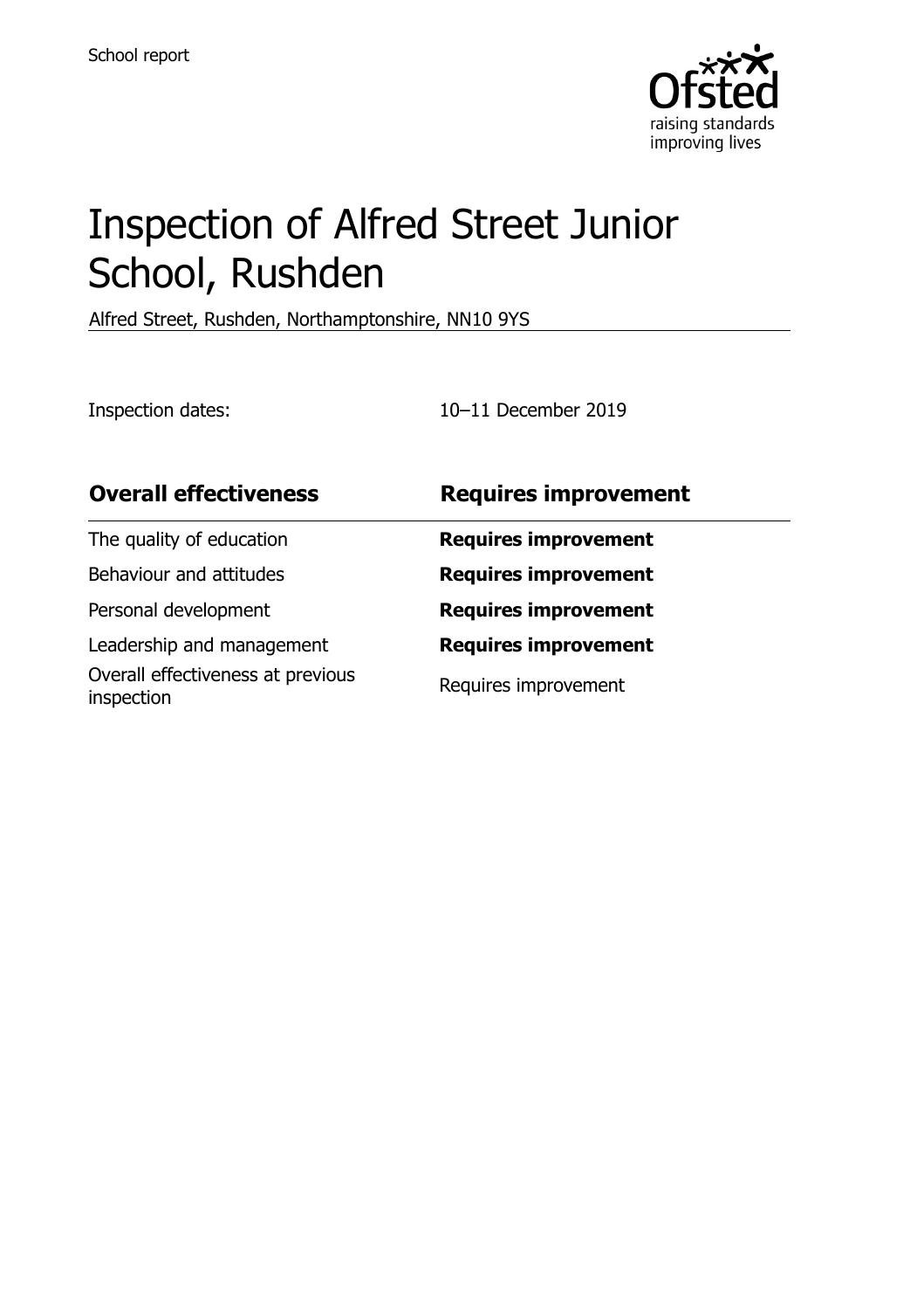School report

# Inspection of Alfred Street Junior School, Rushden

Alfred Street, Rushden, Northamptonshire, NN10 9YS

Inspection dates: 10–11 December 2019

| **Overall effectiveness** | **Requires improvement** |
| --- | --- |
| The quality of education | **Requires improvement** |
| Behaviour and attitudes | **Requires improvement** |
| Personal development | **Requires improvement** |
| Leadership and management | **Requires improvement** |
| Overall effectiveness at previous inspection | Requires improvement |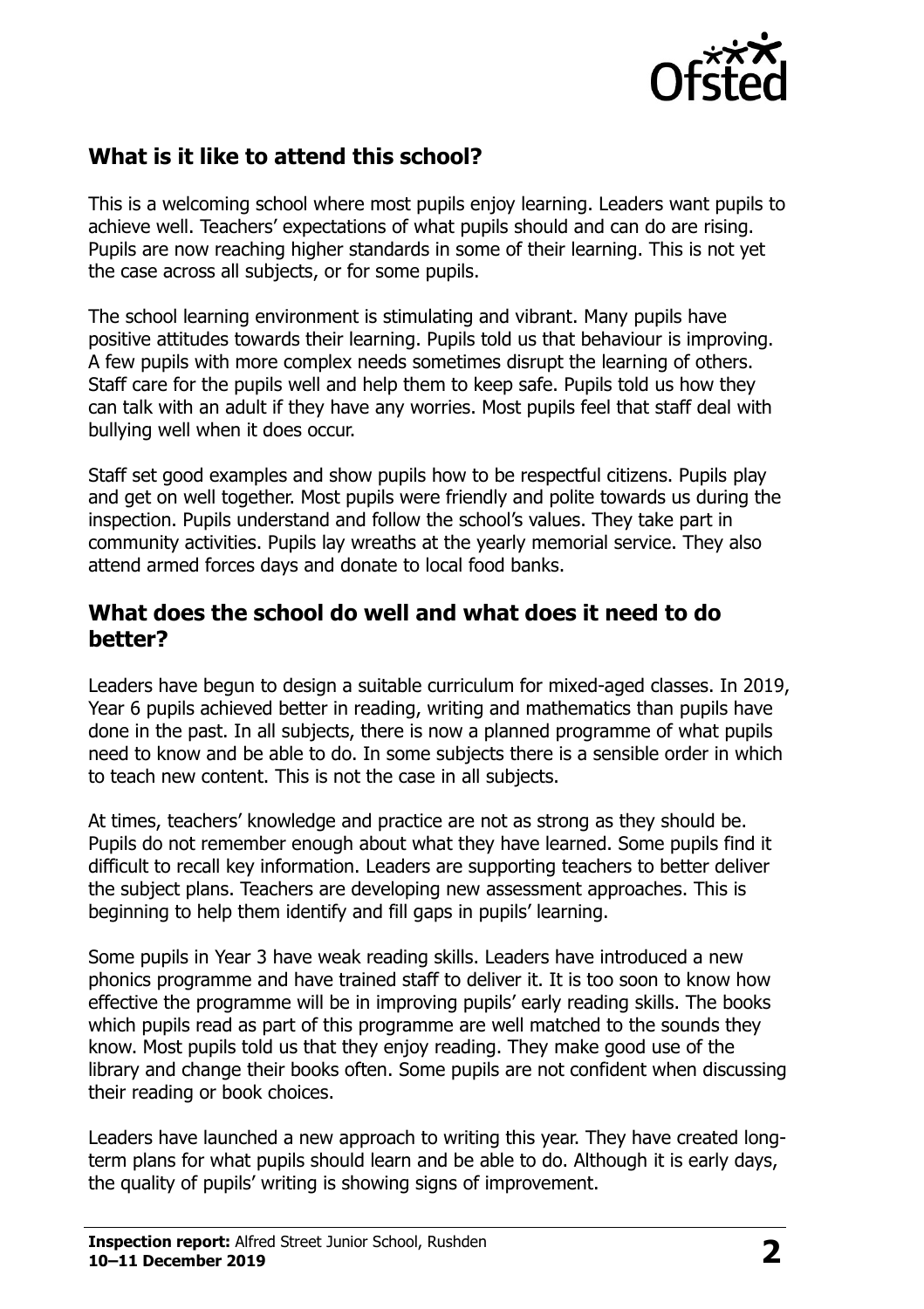## What is it like to attend this school?

This is a welcoming school where most pupils enjoy learning. Leaders want pupils to achieve well. Teachers' expectations of what pupils should and can do are rising. Pupils are now reaching higher standards in some of their learning. This is not yet the case across all subjects, or for some pupils.

The school learning environment is stimulating and vibrant. Many pupils have positive attitudes towards their learning. Pupils told us that behaviour is improving. A few pupils with more complex needs sometimes disrupt the learning of others. Staff care for the pupils well and help them to keep safe. Pupils told us how they can talk with an adult if they have any worries. Most pupils feel that staff deal with bullying well when it does occur.

Staff set good examples and show pupils how to be respectful citizens. Pupils play and get on well together. Most pupils were friendly and polite towards us during the inspection. Pupils understand and follow the school's values. They take part in community activities. Pupils lay wreaths at the yearly memorial service. They also attend armed forces days and donate to local food banks.

## What does the school do well and what does it need to do better?

Leaders have begun to design a suitable curriculum for mixed-aged classes. In 2019, Year 6 pupils achieved better in reading, writing and mathematics than pupils have done in the past. In all subjects, there is now a planned programme of what pupils need to know and be able to do. In some subjects there is a sensible order in which to teach new content. This is not the case in all subjects.

At times, teachers' knowledge and practice are not as strong as they should be. Pupils do not remember enough about what they have learned. Some pupils find it difficult to recall key information. Leaders are supporting teachers to better deliver the subject plans. Teachers are developing new assessment approaches. This is beginning to help them identify and fill gaps in pupils' learning.

Some pupils in Year 3 have weak reading skills. Leaders have introduced a new phonics programme and have trained staff to deliver it. It is too soon to know how effective the programme will be in improving pupils' early reading skills. The books which pupils read as part of this programme are well matched to the sounds they know. Most pupils told us that they enjoy reading. They make good use of the library and change their books often. Some pupils are not confident when discussing their reading or book choices.

Leaders have launched a new approach to writing this year. They have created long-term plans for what pupils should learn and be able to do. Although it is early days, the quality of pupils' writing is showing signs of improvement.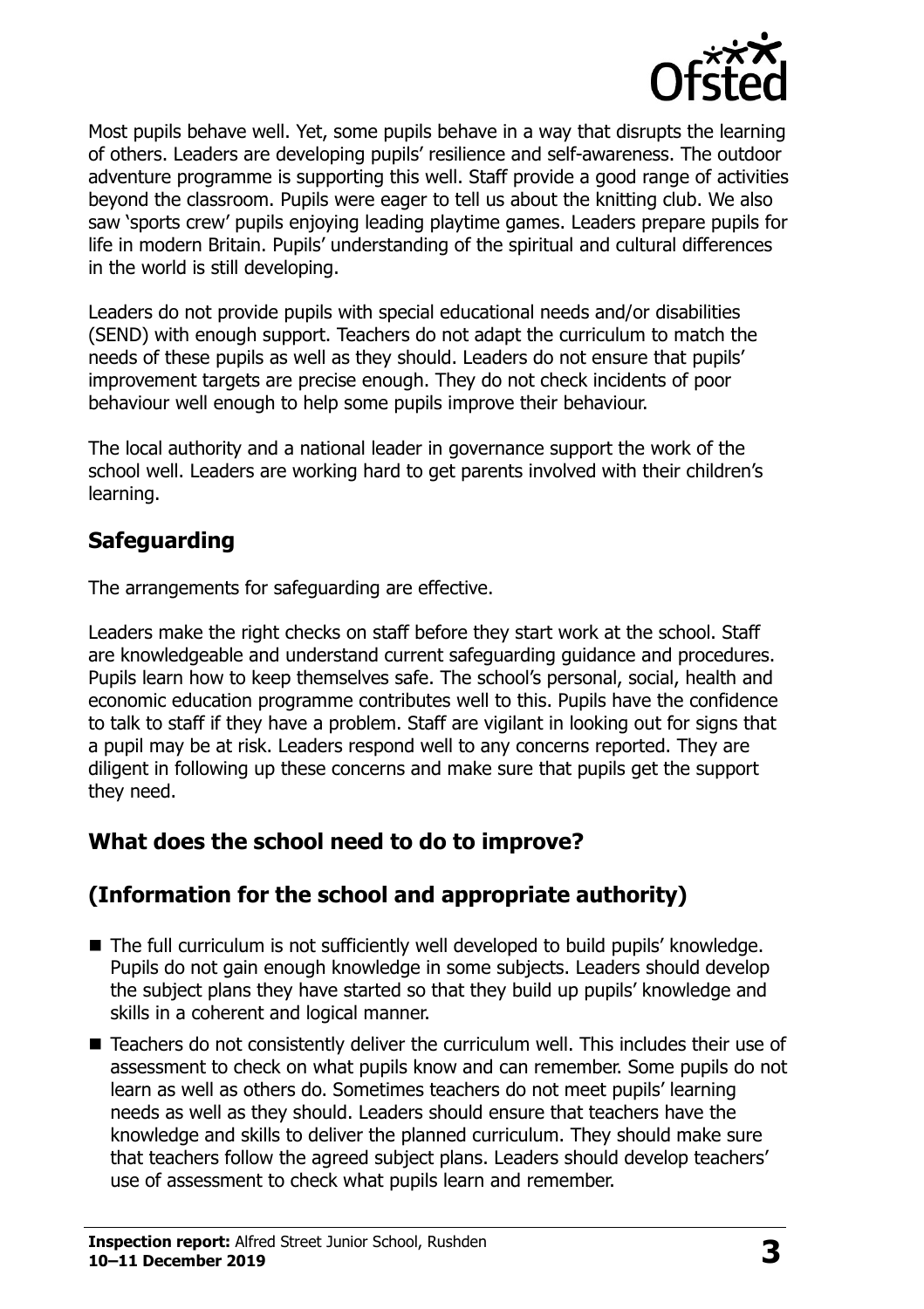Most pupils behave well. Yet, some pupils behave in a way that disrupts the learning of others. Leaders are developing pupils' resilience and self-awareness. The outdoor adventure programme is supporting this well. Staff provide a good range of activities beyond the classroom. Pupils were eager to tell us about the knitting club. We also saw 'sports crew' pupils enjoying leading playtime games. Leaders prepare pupils for life in modern Britain. Pupils' understanding of the spiritual and cultural differences in the world is still developing.

Leaders do not provide pupils with special educational needs and/or disabilities (SEND) with enough support. Teachers do not adapt the curriculum to match the needs of these pupils as well as they should. Leaders do not ensure that pupils' improvement targets are precise enough. They do not check incidents of poor behaviour well enough to help some pupils improve their behaviour.

The local authority and a national leader in governance support the work of the school well. Leaders are working hard to get parents involved with their children's learning.

## Safeguarding

The arrangements for safeguarding are effective.

Leaders make the right checks on staff before they start work at the school. Staff are knowledgeable and understand current safeguarding guidance and procedures. Pupils learn how to keep themselves safe. The school's personal, social, health and economic education programme contributes well to this. Pupils have the confidence to talk to staff if they have a problem. Staff are vigilant in looking out for signs that a pupil may be at risk. Leaders respond well to any concerns reported. They are diligent in following up these concerns and make sure that pupils get the support they need.

## What does the school need to do to improve?

## (Information for the school and appropriate authority)

- The full curriculum is not sufficiently well developed to build pupils' knowledge. Pupils do not gain enough knowledge in some subjects. Leaders should develop the subject plans they have started so that they build up pupils' knowledge and skills in a coherent and logical manner.
- Teachers do not consistently deliver the curriculum well. This includes their use of assessment to check on what pupils know and can remember. Some pupils do not learn as well as others do. Sometimes teachers do not meet pupils' learning needs as well as they should. Leaders should ensure that teachers have the knowledge and skills to deliver the planned curriculum. They should make sure that teachers follow the agreed subject plans. Leaders should develop teachers' use of assessment to check what pupils learn and remember.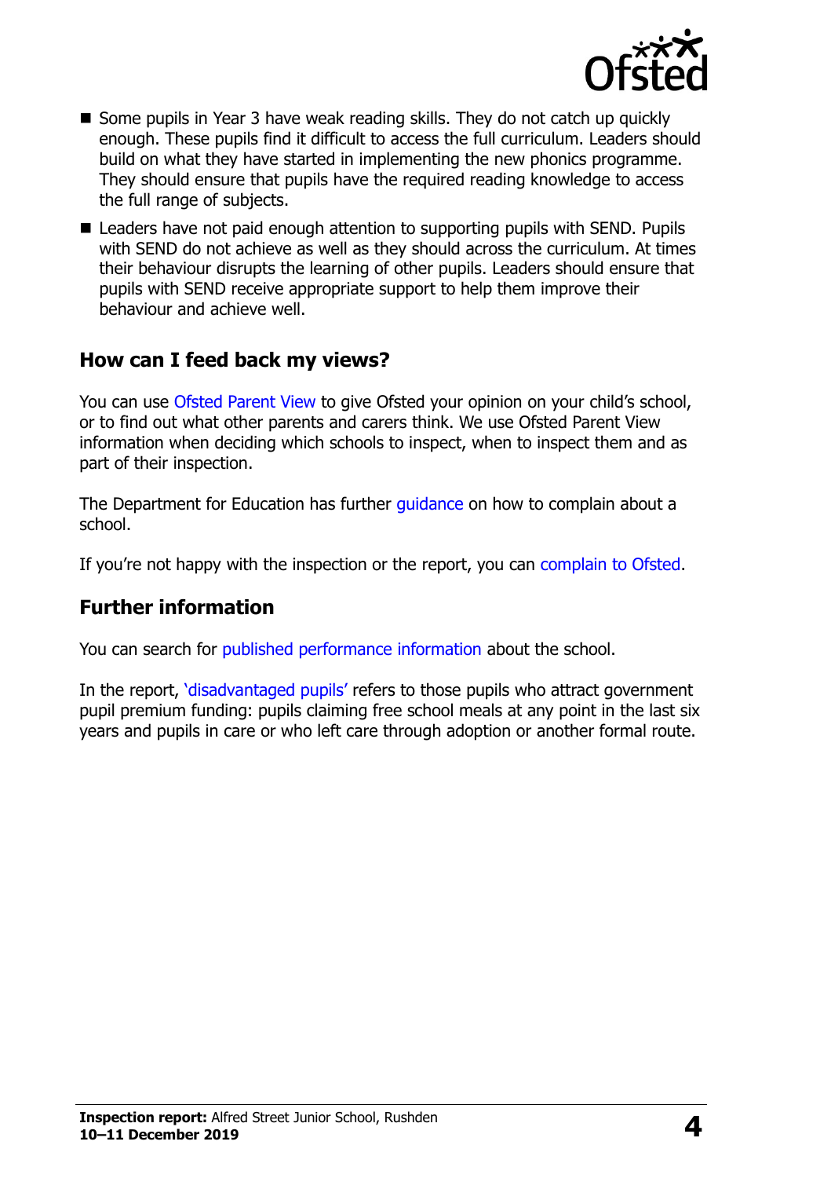- Some pupils in Year 3 have weak reading skills. They do not catch up quickly enough. These pupils find it difficult to access the full curriculum. Leaders should build on what they have started in implementing the new phonics programme. They should ensure that pupils have the required reading knowledge to access the full range of subjects.
- Leaders have not paid enough attention to supporting pupils with SEND. Pupils with SEND do not achieve as well as they should across the curriculum. At times their behaviour disrupts the learning of other pupils. Leaders should ensure that pupils with SEND receive appropriate support to help them improve their behaviour and achieve well.

## How can I feed back my views?

You can use Ofsted Parent View to give Ofsted your opinion on your child's school, or to find out what other parents and carers think. We use Ofsted Parent View information when deciding which schools to inspect, when to inspect them and as part of their inspection.

The Department for Education has further guidance on how to complain about a school.

If you're not happy with the inspection or the report, you can complain to Ofsted.

## Further information

You can search for published performance information about the school.

In the report, 'disadvantaged pupils' refers to those pupils who attract government pupil premium funding: pupils claiming free school meals at any point in the last six years and pupils in care or who left care through adoption or another formal route.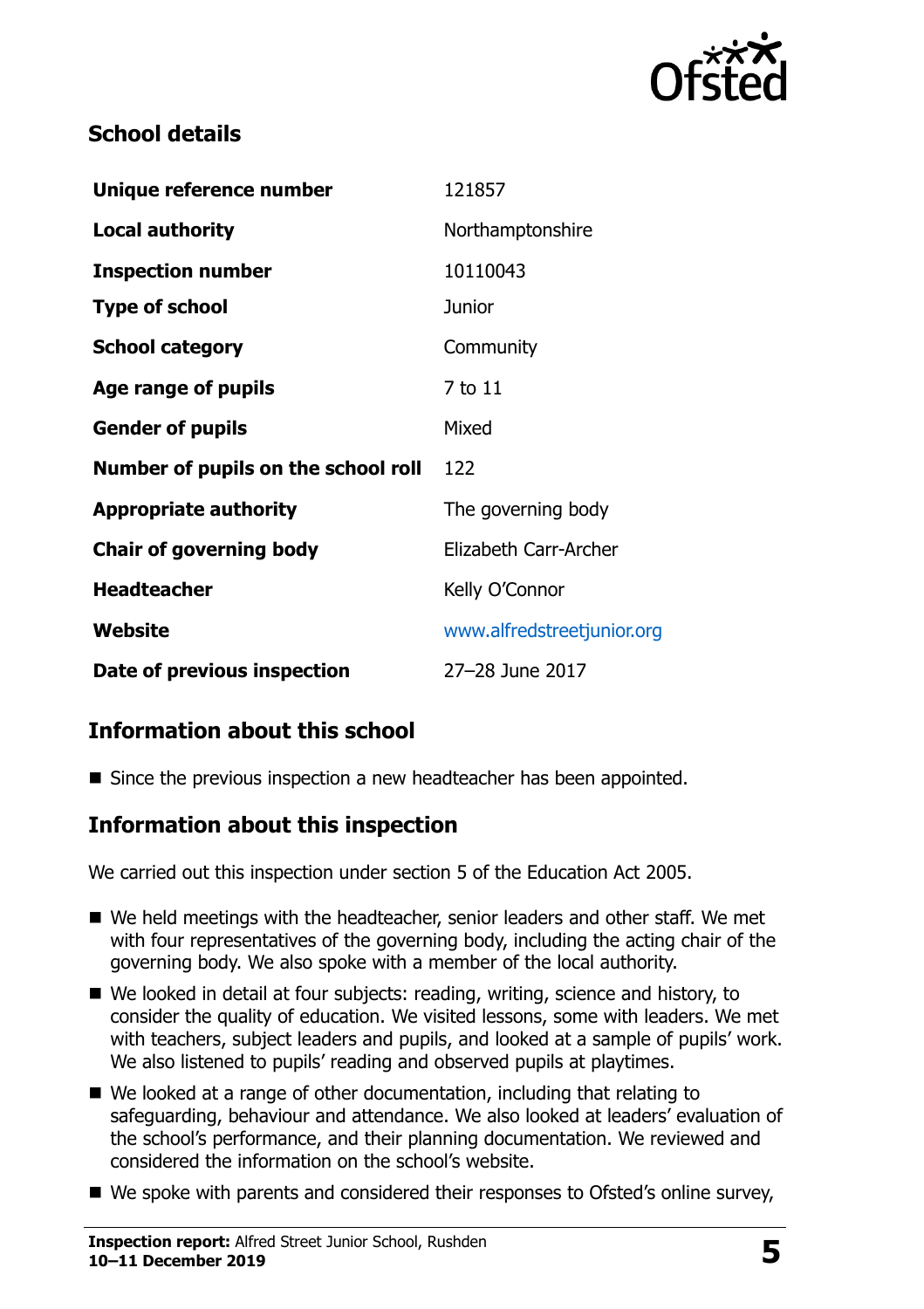## School details

| | |
|---|---|
| **Unique reference number** | 121857 |
| **Local authority** | Northamptonshire |
| **Inspection number** | 10110043 |
| **Type of school** | Junior |
| **School category** | Community |
| **Age range of pupils** | 7 to 11 |
| **Gender of pupils** | Mixed |
| **Number of pupils on the school roll** | 122 |
| **Appropriate authority** | The governing body |
| **Chair of governing body** | Elizabeth Carr-Archer |
| **Headteacher** | Kelly O'Connor |
| **Website** | www.alfredstreetjunior.org |
| **Date of previous inspection** | 27–28 June 2017 |

## Information about this school

- Since the previous inspection a new headteacher has been appointed.

## Information about this inspection

We carried out this inspection under section 5 of the Education Act 2005.

- We held meetings with the headteacher, senior leaders and other staff. We met with four representatives of the governing body, including the acting chair of the governing body. We also spoke with a member of the local authority.
- We looked in detail at four subjects: reading, writing, science and history, to consider the quality of education. We visited lessons, some with leaders. We met with teachers, subject leaders and pupils, and looked at a sample of pupils' work. We also listened to pupils' reading and observed pupils at playtimes.
- We looked at a range of other documentation, including that relating to safeguarding, behaviour and attendance. We also looked at leaders' evaluation of the school's performance, and their planning documentation. We reviewed and considered the information on the school's website.
- We spoke with parents and considered their responses to Ofsted's online survey,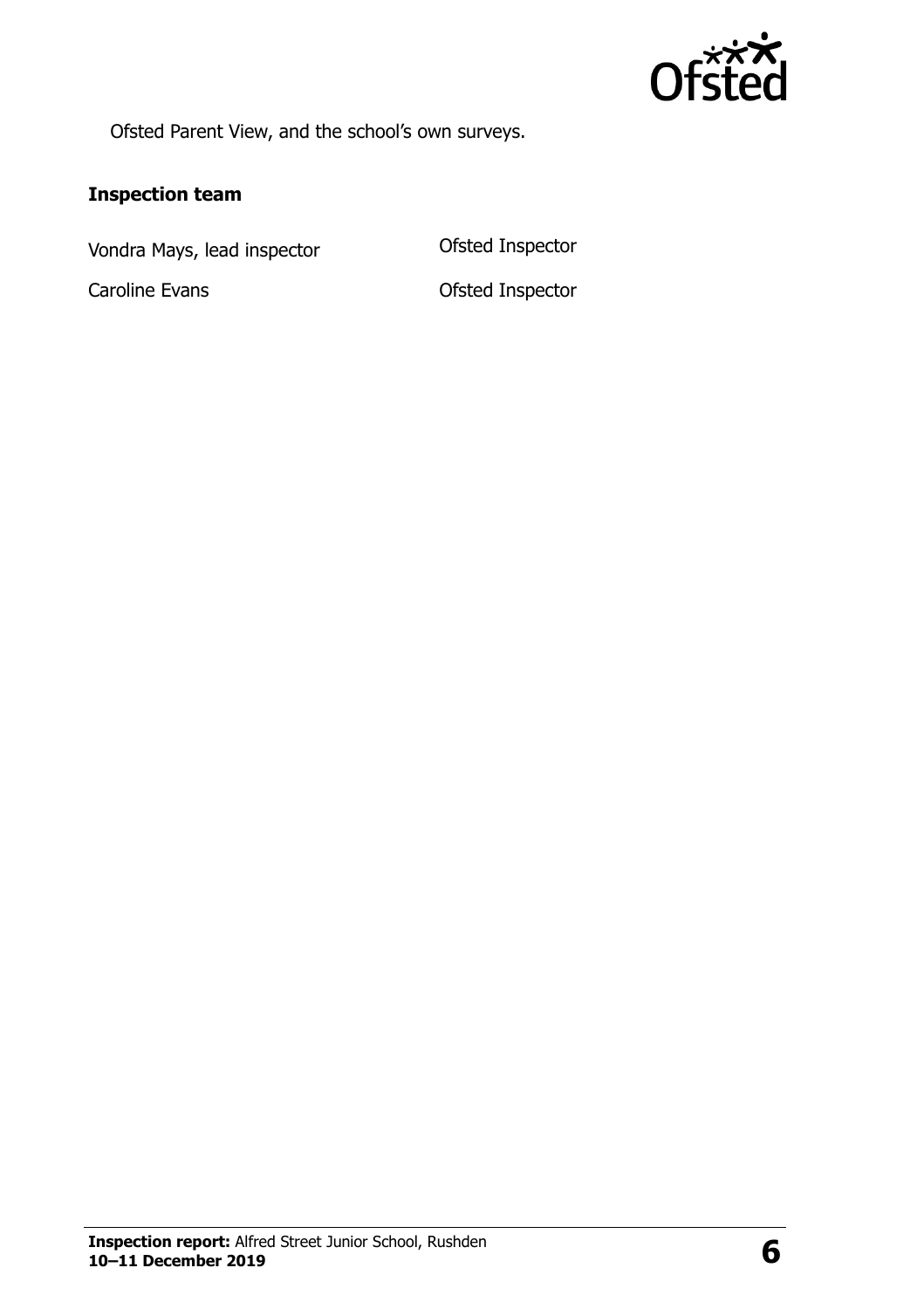Ofsted Parent View, and the school's own surveys.

### Inspection team

| | |
|---|---|
| Vondra Mays, lead inspector | Ofsted Inspector |
| Caroline Evans | Ofsted Inspector |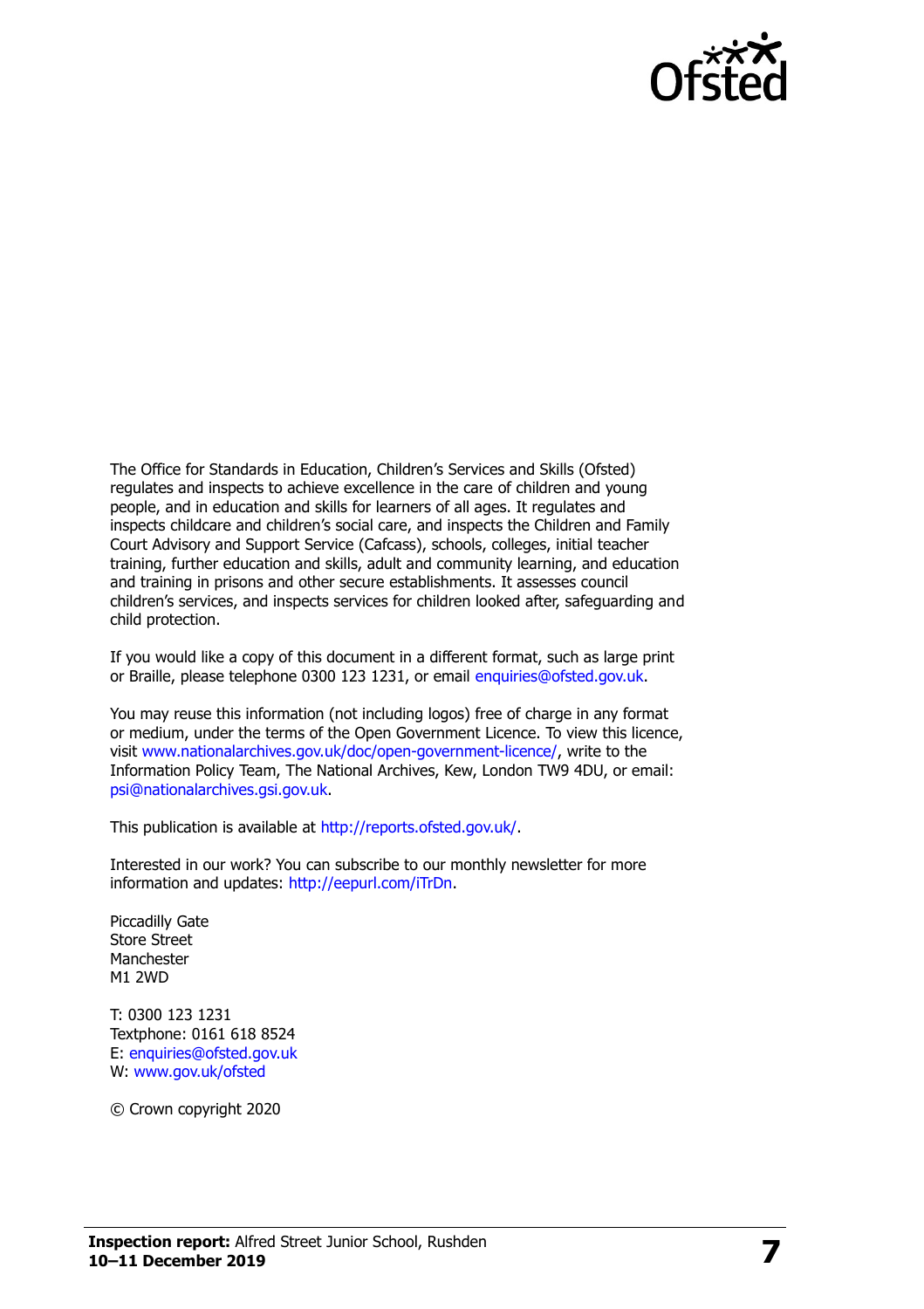The Office for Standards in Education, Children's Services and Skills (Ofsted) regulates and inspects to achieve excellence in the care of children and young people, and in education and skills for learners of all ages. It regulates and inspects childcare and children's social care, and inspects the Children and Family Court Advisory and Support Service (Cafcass), schools, colleges, initial teacher training, further education and skills, adult and community learning, and education and training in prisons and other secure establishments. It assesses council children's services, and inspects services for children looked after, safeguarding and child protection.

If you would like a copy of this document in a different format, such as large print or Braille, please telephone 0300 123 1231, or email enquiries@ofsted.gov.uk.

You may reuse this information (not including logos) free of charge in any format or medium, under the terms of the Open Government Licence. To view this licence, visit www.nationalarchives.gov.uk/doc/open-government-licence/, write to the Information Policy Team, The National Archives, Kew, London TW9 4DU, or email: psi@nationalarchives.gsi.gov.uk.

This publication is available at http://reports.ofsted.gov.uk/.

Interested in our work? You can subscribe to our monthly newsletter for more information and updates: http://eepurl.com/iTrDn.

Piccadilly Gate
Store Street
Manchester
M1 2WD

T: 0300 123 1231
Textphone: 0161 618 8524
E: enquiries@ofsted.gov.uk
W: www.gov.uk/ofsted

© Crown copyright 2020